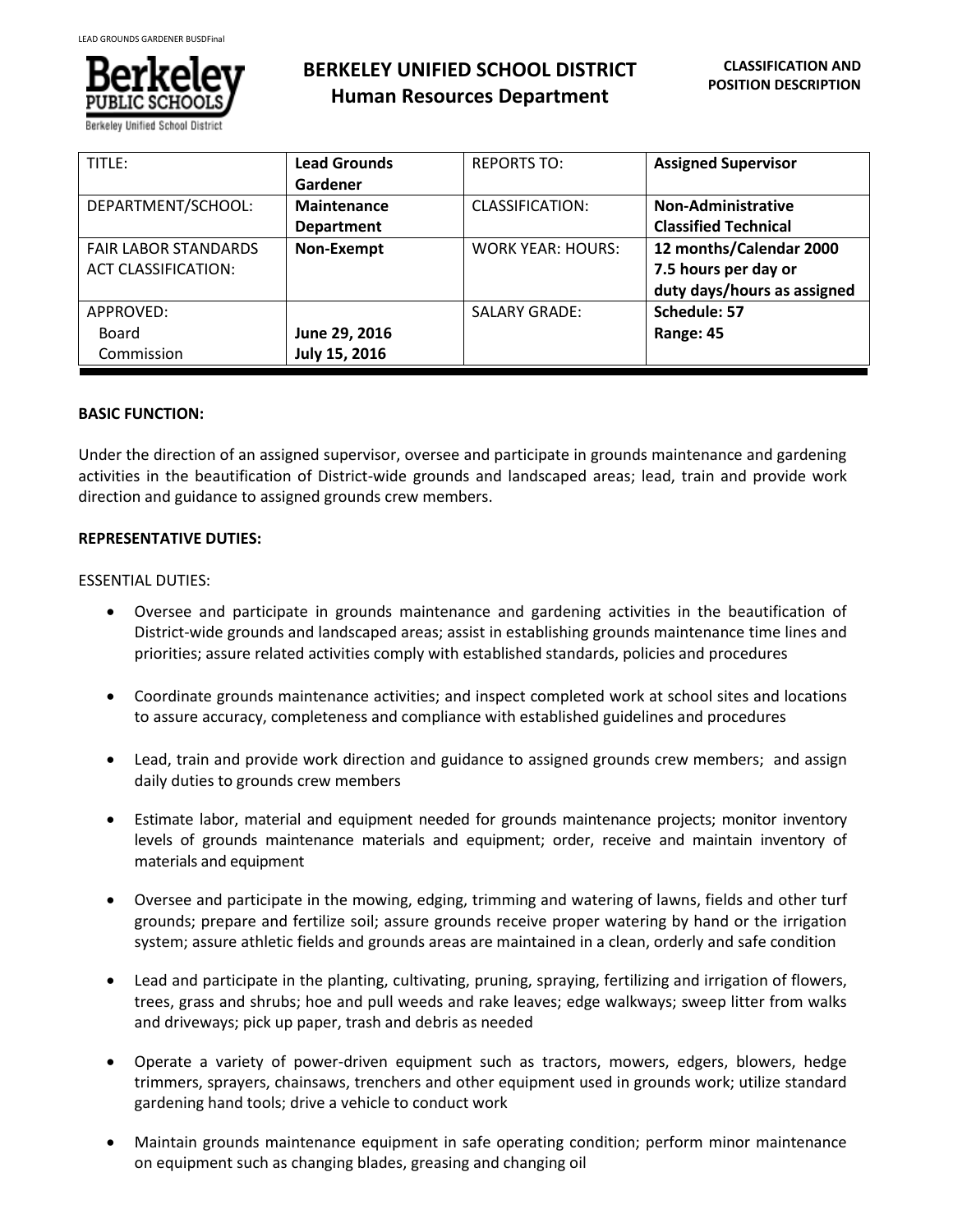# BERKELEY UNIFIED SCHOOL DISTRICT
## Human Resources Department

**CLASSIFICATION AND POSITION DESCRIPTION**

| TITLE: | **Lead Grounds Gardener** | REPORTS TO: | **Assigned Supervisor** |
|---|---|---|---|
| DEPARTMENT/SCHOOL: | **Maintenance Department** | CLASSIFICATION: | **Non-Administrative Classified Technical** |
| FAIR LABOR STANDARDS ACT CLASSIFICATION: | **Non-Exempt** | WORK YEAR: HOURS: | **12 months/Calendar 2000 7.5 hours per day or duty days/hours as assigned** |
| APPROVED: Board Commission | **June 29, 2016** **July 15, 2016** | SALARY GRADE: | **Schedule: 57 Range: 45** |

**BASIC FUNCTION:**

Under the direction of an assigned supervisor, oversee and participate in grounds maintenance and gardening activities in the beautification of District-wide grounds and landscaped areas; lead, train and provide work direction and guidance to assigned grounds crew members.

**REPRESENTATIVE DUTIES:**

ESSENTIAL DUTIES:

- Oversee and participate in grounds maintenance and gardening activities in the beautification of District-wide grounds and landscaped areas; assist in establishing grounds maintenance time lines and priorities; assure related activities comply with established standards, policies and procedures

- Coordinate grounds maintenance activities; and inspect completed work at school sites and locations to assure accuracy, completeness and compliance with established guidelines and procedures

- Lead, train and provide work direction and guidance to assigned grounds crew members; and assign daily duties to grounds crew members

- Estimate labor, material and equipment needed for grounds maintenance projects; monitor inventory levels of grounds maintenance materials and equipment; order, receive and maintain inventory of materials and equipment

- Oversee and participate in the mowing, edging, trimming and watering of lawns, fields and other turf grounds; prepare and fertilize soil; assure grounds receive proper watering by hand or the irrigation system; assure athletic fields and grounds areas are maintained in a clean, orderly and safe condition

- Lead and participate in the planting, cultivating, pruning, spraying, fertilizing and irrigation of flowers, trees, grass and shrubs; hoe and pull weeds and rake leaves; edge walkways; sweep litter from walks and driveways; pick up paper, trash and debris as needed

- Operate a variety of power-driven equipment such as tractors, mowers, edgers, blowers, hedge trimmers, sprayers, chainsaws, trenchers and other equipment used in grounds work; utilize standard gardening hand tools; drive a vehicle to conduct work

- Maintain grounds maintenance equipment in safe operating condition; perform minor maintenance on equipment such as changing blades, greasing and changing oil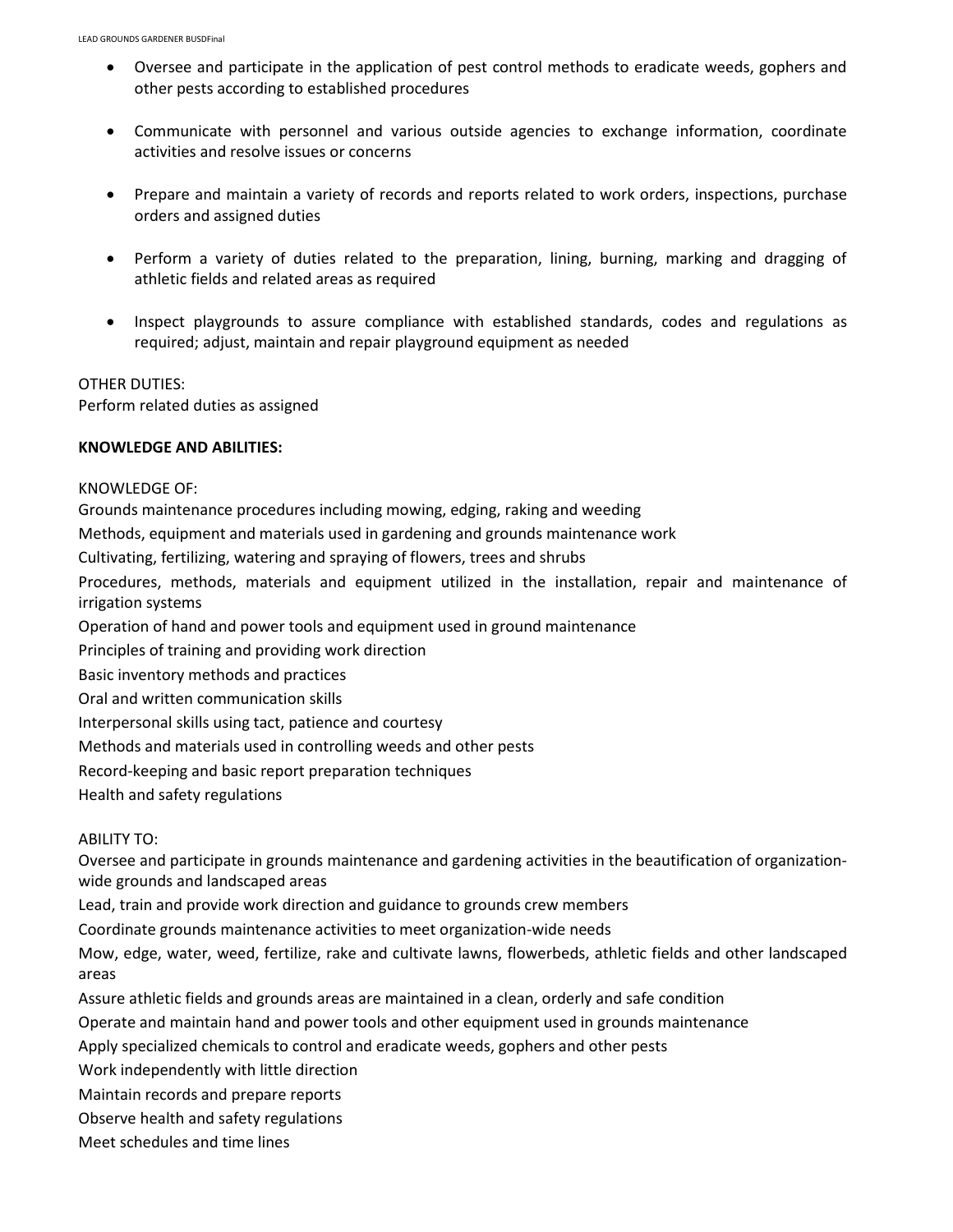- Oversee and participate in the application of pest control methods to eradicate weeds, gophers and other pests according to established procedures

- Communicate with personnel and various outside agencies to exchange information, coordinate activities and resolve issues or concerns

- Prepare and maintain a variety of records and reports related to work orders, inspections, purchase orders and assigned duties

- Perform a variety of duties related to the preparation, lining, burning, marking and dragging of athletic fields and related areas as required

- Inspect playgrounds to assure compliance with established standards, codes and regulations as required; adjust, maintain and repair playground equipment as needed

OTHER DUTIES:
Perform related duties as assigned

**KNOWLEDGE AND ABILITIES:**

KNOWLEDGE OF:
Grounds maintenance procedures including mowing, edging, raking and weeding
Methods, equipment and materials used in gardening and grounds maintenance work
Cultivating, fertilizing, watering and spraying of flowers, trees and shrubs
Procedures, methods, materials and equipment utilized in the installation, repair and maintenance of irrigation systems
Operation of hand and power tools and equipment used in ground maintenance
Principles of training and providing work direction
Basic inventory methods and practices
Oral and written communication skills
Interpersonal skills using tact, patience and courtesy
Methods and materials used in controlling weeds and other pests
Record-keeping and basic report preparation techniques
Health and safety regulations

ABILITY TO:
Oversee and participate in grounds maintenance and gardening activities in the beautification of organization-wide grounds and landscaped areas
Lead, train and provide work direction and guidance to grounds crew members
Coordinate grounds maintenance activities to meet organization-wide needs
Mow, edge, water, weed, fertilize, rake and cultivate lawns, flowerbeds, athletic fields and other landscaped areas
Assure athletic fields and grounds areas are maintained in a clean, orderly and safe condition
Operate and maintain hand and power tools and other equipment used in grounds maintenance
Apply specialized chemicals to control and eradicate weeds, gophers and other pests
Work independently with little direction
Maintain records and prepare reports
Observe health and safety regulations
Meet schedules and time lines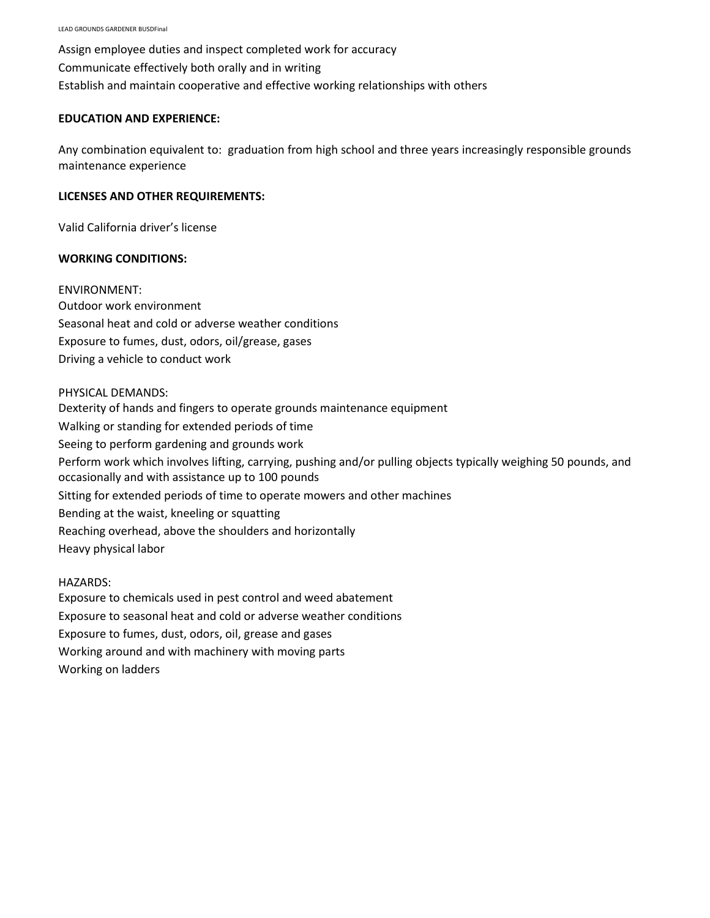Assign employee duties and inspect completed work for accuracy
Communicate effectively both orally and in writing
Establish and maintain cooperative and effective working relationships with others

**EDUCATION AND EXPERIENCE:**

Any combination equivalent to: graduation from high school and three years increasingly responsible grounds maintenance experience

**LICENSES AND OTHER REQUIREMENTS:**

Valid California driver's license

**WORKING CONDITIONS:**

ENVIRONMENT:
Outdoor work environment
Seasonal heat and cold or adverse weather conditions
Exposure to fumes, dust, odors, oil/grease, gases
Driving a vehicle to conduct work

PHYSICAL DEMANDS:
Dexterity of hands and fingers to operate grounds maintenance equipment
Walking or standing for extended periods of time
Seeing to perform gardening and grounds work
Perform work which involves lifting, carrying, pushing and/or pulling objects typically weighing 50 pounds, and occasionally and with assistance up to 100 pounds
Sitting for extended periods of time to operate mowers and other machines
Bending at the waist, kneeling or squatting
Reaching overhead, above the shoulders and horizontally
Heavy physical labor

HAZARDS:
Exposure to chemicals used in pest control and weed abatement
Exposure to seasonal heat and cold or adverse weather conditions
Exposure to fumes, dust, odors, oil, grease and gases
Working around and with machinery with moving parts
Working on ladders